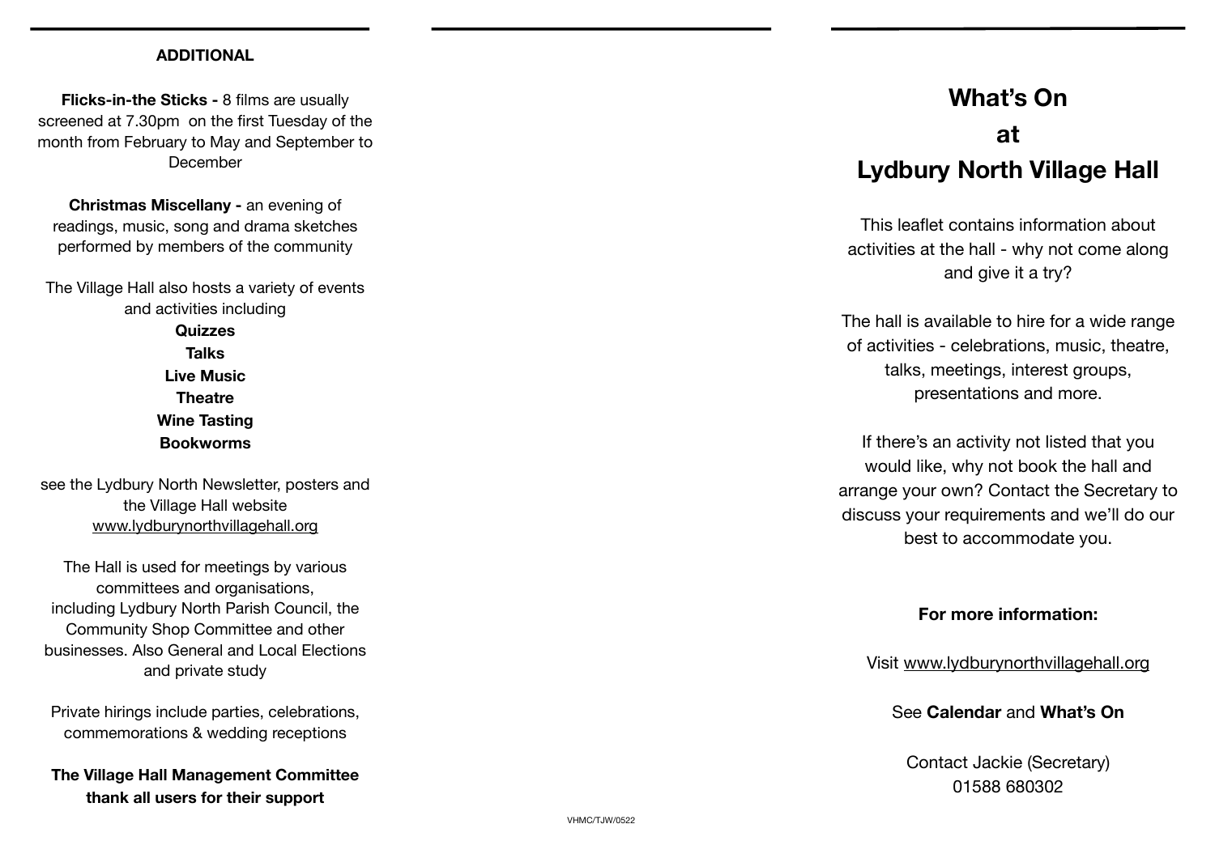## ADDITIONAL

**Flicks-in-the Sticks -** 8 films are usually screened at 7.30pm on the first Tuesday of the month from February to May and September to December

**Christmas Miscellany -** an evening of readings, music, song and drama sketches performed by members of the community

The Village Hall also hosts a variety of events and activities including

**Quizzes**
**Talks**
**Live Music**
**Theatre**
**Wine Tasting**
**Bookworms**

see the Lydbury North Newsletter, posters and the Village Hall website www.lydburynorthvillagehall.org

The Hall is used for meetings by various committees and organisations, including Lydbury North Parish Council, the Community Shop Committee and other businesses. Also General and Local Elections and private study

Private hirings include parties, celebrations, commemorations & wedding receptions

**The Village Hall Management Committee thank all users for their support**

VHMC/TJW/0522

# What's On at Lydbury North Village Hall

This leaflet contains information about activities at the hall - why not come along and give it a try?

The hall is available to hire for a wide range of activities - celebrations, music, theatre, talks, meetings, interest groups, presentations and more.

If there's an activity not listed that you would like, why not book the hall and arrange your own? Contact the Secretary to discuss your requirements and we'll do our best to accommodate you.

**For more information:**

Visit www.lydburynorthvillagehall.org

See **Calendar** and **What's On**

Contact Jackie (Secretary)
01588 680302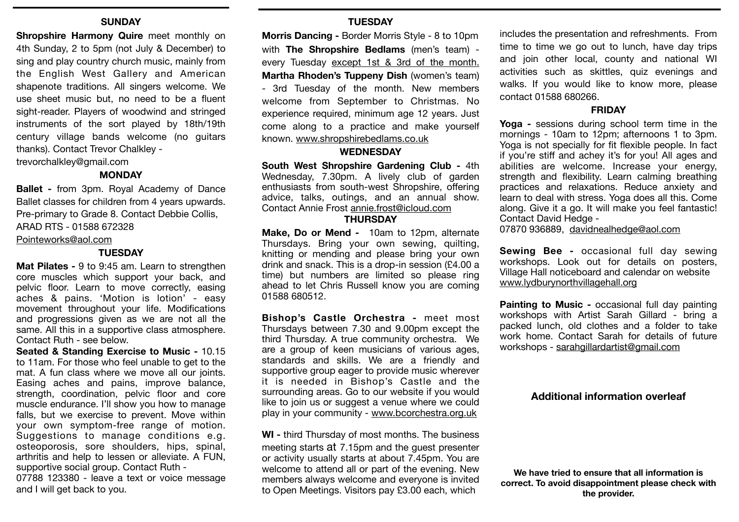## SUNDAY

**Shropshire Harmony Quire** meet monthly on 4th Sunday, 2 to 5pm (not July & December) to sing and play country church music, mainly from the English West Gallery and American shapenote traditions. All singers welcome. We use sheet music but, no need to be a fluent sight-reader. Players of woodwind and stringed instruments of the sort played by 18th/19th century village bands welcome (no guitars thanks). Contact Trevor Chalkley - trevorchalkley@gmail.com

## MONDAY

**Ballet -** from 3pm. Royal Academy of Dance Ballet classes for children from 4 years upwards. Pre-primary to Grade 8. Contact Debbie Collis, ARAD RTS - 01588 672328 Pointeworks@aol.com

## TUESDAY

**Mat Pilates -** 9 to 9:45 am. Learn to strengthen core muscles which support your back, and pelvic floor. Learn to move correctly, easing aches & pains. 'Motion is lotion' - easy movement throughout your life. Modifications and progressions given as we are not all the same. All this in a supportive class atmosphere. Contact Ruth - see below.

**Seated & Standing Exercise to Music -** 10.15 to 11am. For those who feel unable to get to the mat. A fun class where we move all our joints. Easing aches and pains, improve balance, strength, coordination, pelvic floor and core muscle endurance. I'll show you how to manage falls, but we exercise to prevent. Move within your own symptom-free range of motion. Suggestions to manage conditions e.g. osteoporosis, sore shoulders, hips, spinal, arthritis and help to lessen or alleviate. A FUN, supportive social group. Contact Ruth - 07788 123380 - leave a text or voice message and I will get back to you.

## TUESDAY

**Morris Dancing -** Border Morris Style - 8 to 10pm with **The Shropshire Bedlams** (men's team) - every Tuesday except 1st & 3rd of the month. **Martha Rhoden's Tuppeny Dish** (women's team) - 3rd Tuesday of the month. New members welcome from September to Christmas. No experience required, minimum age 12 years. Just come along to a practice and make yourself known. www.shropshirebedlams.co.uk

## WEDNESDAY

**South West Shropshire Gardening Club -** 4th Wednesday, 7.30pm. A lively club of garden enthusiasts from south-west Shropshire, offering advice, talks, outings, and an annual show. Contact Annie Frost annie.frost@icloud.com

## THURSDAY

**Make, Do or Mend -** 10am to 12pm, alternate Thursdays. Bring your own sewing, quilting, knitting or mending and please bring your own drink and snack. This is a drop-in session (£4.00 a time) but numbers are limited so please ring ahead to let Chris Russell know you are coming 01588 680512.

**Bishop's Castle Orchestra -** meet most Thursdays between 7.30 and 9.00pm except the third Thursday. A true community orchestra. We are a group of keen musicians of various ages, standards and skills. We are a friendly and supportive group eager to provide music wherever it is needed in Bishop's Castle and the surrounding areas. Go to our website if you would like to join us or suggest a venue where we could play in your community - www.bcorchestra.org.uk

**WI -** third Thursday of most months. The business meeting starts at 7.15pm and the guest presenter or activity usually starts at about 7.45pm. You are welcome to attend all or part of the evening. New members always welcome and everyone is invited to Open Meetings. Visitors pay £3.00 each, which includes the presentation and refreshments. From time to time we go out to lunch, have day trips and join other local, county and national WI activities such as skittles, quiz evenings and walks. If you would like to know more, please contact 01588 680266.

## FRIDAY

**Yoga -** sessions during school term time in the mornings - 10am to 12pm; afternoons 1 to 3pm. Yoga is not specially for fit flexible people. In fact if you're stiff and achey it's for you! All ages and abilities are welcome. Increase your energy, strength and flexibility. Learn calming breathing practices and relaxations. Reduce anxiety and learn to deal with stress. Yoga does all this. Come along. Give it a go. It will make you feel fantastic! Contact David Hedge - 07870 936889, davidnealhedge@aol.com

**Sewing Bee -** occasional full day sewing workshops. Look out for details on posters, Village Hall noticeboard and calendar on website www.lydburynorthvillagehall.org

**Painting to Music -** occasional full day painting workshops with Artist Sarah Gillard - bring a packed lunch, old clothes and a folder to take work home. Contact Sarah for details of future workshops - sarahgillardartist@gmail.com

**Additional information overleaf**

**We have tried to ensure that all information is correct. To avoid disappointment please check with the provider.**